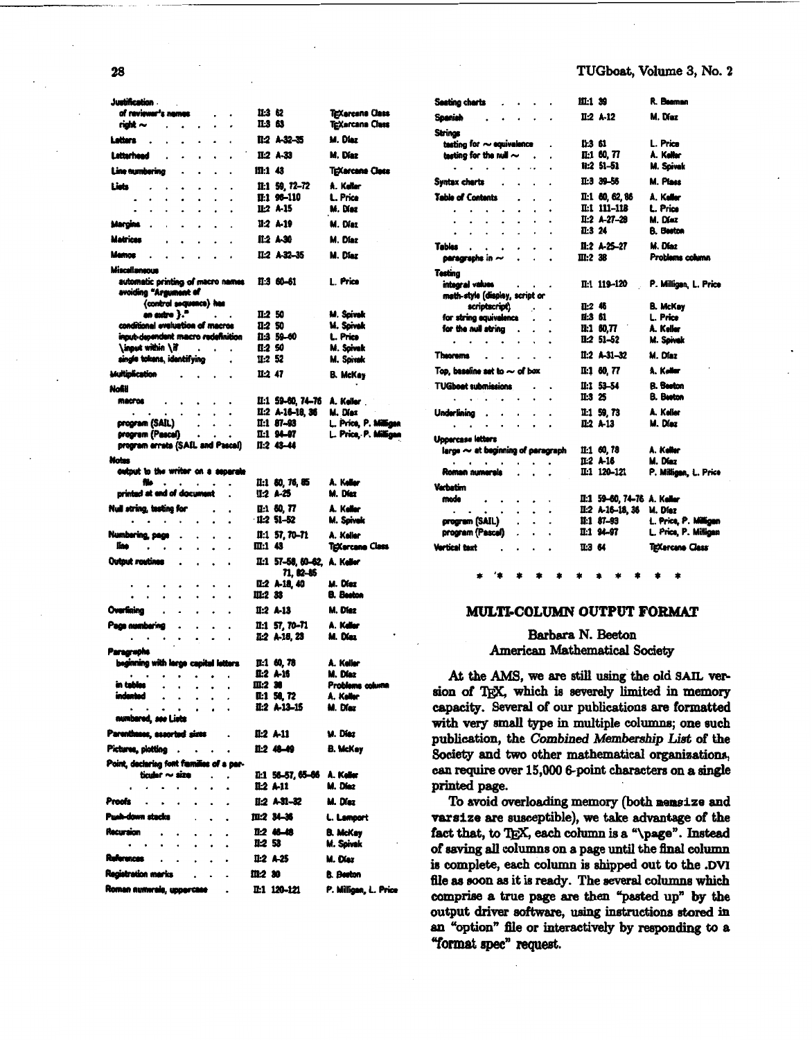| Topic | Issue & pages | Author |
|---|---|---|
| **Justification** | | |
| of reviewer's names | II:3 62 | TeXarcana Class |
| right ~ | II:3 63 | TeXarcana Class |
| **Letters** | II:2 A-32–35 | M. Díaz |
| **Letterhead** | II:2 A-33 | M. Díaz |
| **Line numbering** | III:1 43 | TeXarcana Class |
| **Lists** | II:1 59, 72–72 | A. Keller |
| | II:1 96–110 | L. Price |
| | II:2 A-15 | M. Díaz |
| **Margins** | II:2 A-19 | M. Díaz |
| **Matrices** | II:2 A-30 | M. Díaz |
| **Memos** | II:2 A-32–35 | M. Díaz |
| **Miscellaneous** | | |
| automatic printing of macro names | II:3 60–61 | L. Price |
| avoiding "Argument of (control sequence) has an extra }." | II:2 50 | M. Spivak |
| conditional evaluation of macros | II:2 50 | M. Spivak |
| input-dependent macro redefinition | II:3 59–60 | L. Price |
| \input within \if | II:2 50 | M. Spivak |
| single tokens, identifying | II:2 52 | M. Spivak |
| **Multiplication** | II:2 47 | B. McKay |
| **Nofill** | | |
| macros | II:1 59–60, 74–76 | A. Keller |
| | II:2 A-16–18, 36 | M. Díaz |
| program (SAIL) | II:1 87–93 | L. Price, P. Milligan |
| program (Pascal) | II:1 94–97 | L. Price, P. Milligan |
| program errata (SAIL and Pascal) | II:2 43–44 | |
| **Notes** | | |
| output to the writer on a separate file | II:1 60, 76, 85 | A. Keller |
| printed at end of document | II:2 A-25 | M. Díaz |
| **Null string, testing for** | II:1 60, 77 | A. Keller |
| | II:2 51–52 | M. Spivak |
| **Numbering, page** | II:1 57, 70–71 | A. Keller |
| line | III:1 43 | TeXarcana Class |
| **Output routines** | II:1 57–58, 60–62, 71, 82–85 | A. Keller |
| | II:2 A-18, 40 | M. Díaz |
| | III:2 33 | B. Beeton |
| **Overlining** | II:2 A-13 | M. Díaz |
| **Page numbering** | II:1 57, 70–71 | A. Keller |
| | II:2 A-18, 23 | M. Díaz |
| **Paragraphs** | | |
| beginning with large capital letters | II:1 60, 78 | A. Keller |
| | II:2 A-16 | M. Díaz |
| in tables | III:2 38 | Problems column |
| indented | II:1 58, 72 | A. Keller |
| | II:2 A-13–15 | M. Díaz |
| numbered, *see* Lists | | |
| **Parentheses, assorted sizes** | II:2 A-11 | M. Díaz |
| **Pictures, plotting** | II:2 48–49 | B. McKay |
| **Point, declaring font families of a particular ~ size** | II:1 56–57, 65–66 | A. Keller |
| | II:2 A-11 | M. Díaz |
| **Proofs** | II:2 A-31–32 | M. Díaz |
| **Push-down stacks** | III:2 34–36 | L. Lamport |
| **Recursion** | II:2 46–48 | B. McKay |
| | II:2 53 | M. Spivak |
| **References** | II:2 A-25 | M. Díaz |
| **Registration marks** | III:2 30 | B. Beeton |
| **Roman numerals, uppercase** | II:1 120–121 | P. Milligan, L. Price |
| **Seating charts** | III:1 39 | R. Beeman |
| **Spanish** | II:2 A-12 | M. Díaz |
| **Strings** | | |
| testing for ~ equivalence | II:3 61 | L. Price |
| testing for the null ~ | II:1 60, 77 | A. Keller |
| | II:2 51–51 | M. Spivak |
| **Syntax charts** | II:3 39–56 | M. Plass |
| **Table of Contents** | II:1 60, 62, 86 | A. Keller |
| | II:1 111–118 | L. Price |
| | II:2 A-27–29 | M. Díaz |
| | II:3 24 | B. Beeton |
| **Tables** | II:2 A-25–27 | M. Díaz |
| paragraphs in ~ | III:2 38 | Problems column |
| **Testing** | | |
| integral values | II:1 119–120 | P. Milligan, L. Price |
| math-style (display, script or scriptscript) | II:2 46 | B. McKay |
| for string equivalence | II:3 61 | L. Price |
| for the null string | II:1 60,77 | A. Keller |
| | II:2 51–52 | M. Spivak |
| **Theorems** | II:2 A-31–32 | M. Díaz |
| **Top, baseline set to ~ of box** | II:1 60, 77 | A. Keller |
| **TUGboat submissions** | II:1 53–54 | B. Beeton |
| | II:3 25 | B. Beeton |
| **Underlining** | II:1 59, 73 | A. Keller |
| | II:2 A-13 | M. Díaz |
| **Uppercase letters** | | |
| large ~ at beginning of paragraph | II:1 60, 78 | A. Keller |
| | II:2 A-16 | M. Díaz |
| Roman numerals | II:1 120–121 | P. Milligan, L. Price |
| **Verbatim** | | |
| mode | II:1 59–60, 74–76 | A. Keller |
| | II:2 A-16–18, 36 | M. Díaz |
| program (SAIL) | II:1 87–93 | L. Price, P. Milligan |
| program (Pascal) | II:1 94–97 | L. Price, P. Milligan |
| **Vertical text** | II:3 64 | TeXarcana Class |

\* \* \* \* \* \* \* \* \* \* \*

## MULTI-COLUMN OUTPUT FORMAT

Barbara N. Beeton
American Mathematical Society

At the AMS, we are still using the old SAIL version of TeX, which is severely limited in memory capacity. Several of our publications are formatted with very small type in multiple columns; one such publication, the *Combined Membership List* of the Society and two other mathematical organizations, can require over 15,000 6-point characters on a single printed page.

To avoid overloading memory (both `memsize` and `varsize` are susceptible), we take advantage of the fact that, to TeX, each column is a "\page". Instead of saving all columns on a page until the final column is complete, each column is shipped out to the .DVI file as soon as it is ready. The several columns which comprise a true page are then "pasted up" by the output driver software, using instructions stored in an "option" file or interactively by responding to a "format spec" request.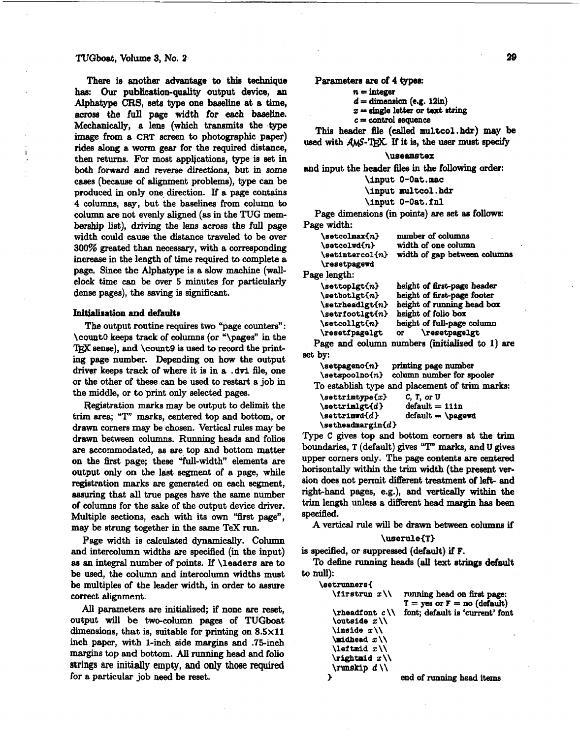There is another advantage to this technique has: Our publication-quality output device, an Alphatype CRS, sets type one baseline at a time, across the full page width for each baseline. Mechanically, a lens (which transmits the type image from a CRT screen to photographic paper) rides along a worm gear for the required distance, then returns. For most applications, type is set in both forward and reverse directions, but in some cases (because of alignment problems), type can be produced in only one direction. If a page contains 4 columns, say, but the baselines from column to column are not evenly aligned (as in the TUG membership list), driving the lens across the full page width could cause the distance traveled to be over 300% greated than necessary, with a corresponding increase in the length of time required to complete a page. Since the Alphatype is a slow machine (wall-clock time can be over 5 minutes for particularly dense pages), the saving is significant.

#### Initialization and defaults

The output routine requires two "page counters": `\count0` keeps track of columns (or "`\pages`" in the TEX sense), and `\count9` is used to record the printing page number. Depending on how the output driver keeps track of where it is in a `.dvi` file, one or the other of these can be used to restart a job in the middle, or to print only selected pages.

Registration marks may be output to delimit the trim area; "T" marks, centered top and bottom, or drawn corners may be chosen. Vertical rules may be drawn between columns. Running heads and folios are accommodated, as are top and bottom matter on the first page; these "full-width" elements are output only on the last segment of a page, while registration marks are generated on each segment, assuring that all true pages have the same number of columns for the sake of the output device driver. Multiple sections, each with its own "first page", may be strung together in the same TeX run.

Page width is calculated dynamically. Column and intercolumn widths are specified (in the input) as an integral number of points. If `\leaders` are to be used, the column and intercolumn widths must be multiples of the leader width, in order to assure correct alignment.

All parameters are initialized; if none are reset, output will be two-column pages of TUGboat dimensions, that is, suitable for printing on 8.5×11 inch paper, with 1-inch side margins and .75-inch margins top and bottom. All running head and folio strings are initially empty, and only those required for a particular job need be reset.

Parameters are of 4 types:

- $n$ = integer
- $d$ = dimension (e.g. 12in)
- $x$ = single letter or text string
- $c$ = control sequence

This header file (called `multcol.hdr`) may be used with AMS-TEX. If it is, the user must specify

```
\useamstex
```

and input the header files in the following order:

```
\input 0-0at.mac
\input multcol.hdr
\input 0-0at.fnl
```

Page dimensions (in points) are set as follows:

Page width:

| | |
|---|---|
| `\setcolmax{n}` | number of columns |
| `\setcolwd{n}` | width of one column |
| `\setintercol{n}` | width of gap between columns |
| `\resetpagewd` | |

Page length:

| | |
|---|---|
| `\settoplgt{n}` | height of first-page header |
| `\setbotlgt{n}` | height of first-page footer |
| `\setrheadlgt{n}` | height of running head box |
| `\setrfootlgt{n}` | height of folio box |
| `\setcollgt{n}` | height of full-page column |
| `\resetfpagelgt` | or `\resetpagelgt` |

Page and column numbers (initialized to 1) are set by:

| | |
|---|---|
| `\setpageno{n}` | printing page number |
| `\setspoolno{n}` | column number for spooler |

To establish type and placement of trim marks:

| | |
|---|---|
| `\settrimtype{x}` | C, T, or U |
| `\settrimlgt{d}` | default = 11in |
| `\settrimwd{d}` | default = `\pagewd` |
| `\setheadmargin{d}` | |

Type `C` gives top and bottom corners at the trim boundaries, `T` (default) gives "T" marks, and `U` gives upper corners only. The page contents are centered horizontally within the trim width (the present version does not permit different treatment of left- and right-hand pages, e.g.), and vertically within the trim length unless a different head margin has been specified.

A vertical rule will be drawn between columns if

```
\userule{T}
```

is specified, or suppressed (default) if `F`.

To define running heads (all text strings default to null):

```
\setrunners{
    \firstrun x\\     running head on first page:
                      T = yes or F = no (default)
    \rheadfont c\\    font; default is 'current' font
    \outside x\\
    \inside x\\
    \midhead x\\
    \leftmid x\\
    \rightmid x\\
    \runskip d\\
  }                   end of running head items
```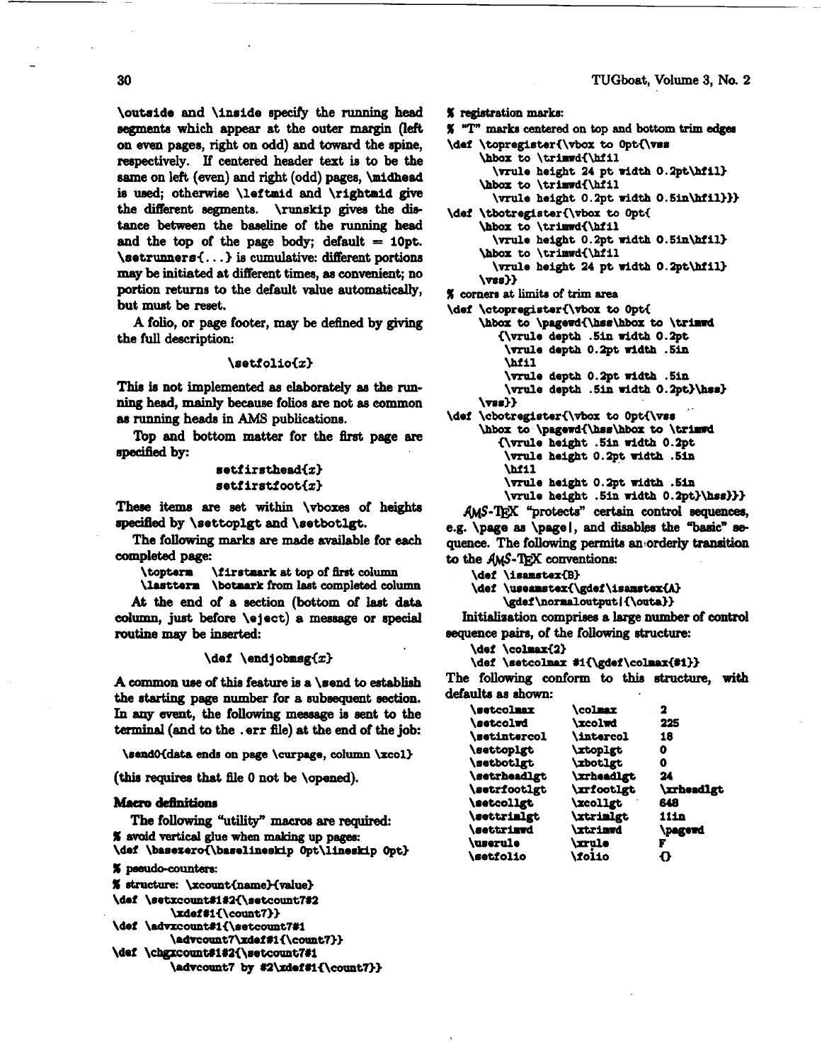\outside and \inside specify the running head segments which appear at the outer margin (left on even pages, right on odd) and toward the spine, respectively. If centered header text is to be the same on left (even) and right (odd) pages, \midhead is used; otherwise \leftmid and \rightmid give the different segments. \runskip gives the distance between the baseline of the running head and the top of the page body; default = 10pt. \setrunners{...} is cumulative: different portions may be initiated at different times, as convenient; no portion returns to the default value automatically, but must be reset.

A folio, or page footer, may be defined by giving the full description:

```
\setfolio{x}
```

This is not implemented as elaborately as the running head, mainly because folios are not as common as running heads in AMS publications.

Top and bottom matter for the first page are specified by:

```
setfirsthead{x}
setfirstfoot{x}
```

These items are set within \vboxes of heights specified by \settoplgt and \setbotlgt.

The following marks are made available for each completed page:

```
\topterm    \firstmark at top of first column
\lastterm   \botmark from last completed column
```

At the end of a section (bottom of last data column, just before \eject) a message or special routine may be inserted:

```
\def \endjobmsg{x}
```

A common use of this feature is a \send to establish the starting page number for a subsequent section. In any event, the following message is sent to the terminal (and to the .err file) at the end of the job:

```
\send0{data ends on page \curpage, column \xcol}
```

(this requires that file 0 not be \opened).

### Macro definitions

The following "utility" macros are required:

```
% avoid vertical glue when making up pages:
\def \basezero{\baselineskip 0pt\lineskip 0pt}
% pseudo-counters:
% structure: \xcount{name}{value}
\def \setxcount#1#2{\setcount7#2
       \xdef#1{\count7}}
\def \advxcount#1{\setcount7#1
       \advcount7\xdef#1{\count7}}
\def \chgxcount#1#2{\setcount7#1
       \advcount7 by #2\xdef#1{\count7}}
% registration marks:
% "T" marks centered on top and bottom trim edges
\def \topregister{\vbox to 0pt{\vss
     \hbox to \trimwd{\hfil
       \vrule height 24 pt width 0.2pt\hfil}
     \hbox to \trimwd{\hfil
       \vrule height 0.2pt width 0.5in\hfil}}}
\def \tbotregister{\vbox to 0pt{
     \hbox to \trimwd{\hfil
       \vrule height 0.2pt width 0.5in\hfil}
     \hbox to \trimwd{\hfil
       \vrule height 24 pt width 0.2pt\hfil}
     \vss}}
% corners at limits of trim area
\def \ctopregister{\vbox to 0pt{
     \hbox to \pagewd{\hss\hbox to \trimwd
        {\vrule depth .5in width 0.2pt
         \vrule depth 0.2pt width .5in
         \hfil
         \vrule depth 0.2pt width .5in
         \vrule depth .5in width 0.2pt}\hss}
     \vss}}
\def \cbotregister{\vbox to 0pt{\vss
     \hbox to \pagewd{\hss\hbox to \trimwd
        {\vrule height .5in width 0.2pt
         \vrule height 0.2pt width .5in
         \hfil
         \vrule height 0.2pt width .5in
         \vrule height .5in width 0.2pt}\hss}}}
```

AMS-TeX "protects" certain control sequences, e.g. \page as \page|, and disables the "basic" sequence. The following permits an orderly transition to the AMS-TeX conventions:

```
\def \isamstex{B}
\def \useamstex{\gdef\isamstex{A}
     \gdef\normaloutput|{\outa}}
```

Initialization comprises a large number of control sequence pairs, of the following structure:

```
\def \colmax{2}
\def \setcolmax #1{\gdef\colmax{#1}}
```

The following conform to this structure, with defaults as shown:

| | | |
|---|---|---|
| \setcolmax | \colmax | 2 |
| \setcolwd | \xcolwd | 225 |
| \setintercol | \intercol | 18 |
| \settoplgt | \xtoplgt | 0 |
| \setbotlgt | \xbotlgt | 0 |
| \setrheadlgt | \xrheadlgt | 24 |
| \setrfootlgt | \xrfootlgt | \xrheadlgt |
| \setcollgt | \xcollgt | 648 |
| \settrimlgt | \xtrimlgt | 11in |
| \settrimwd | \xtrimwd | \pagewd |
| \userule | \xrule | F |
| \setfolio | \folio | {} |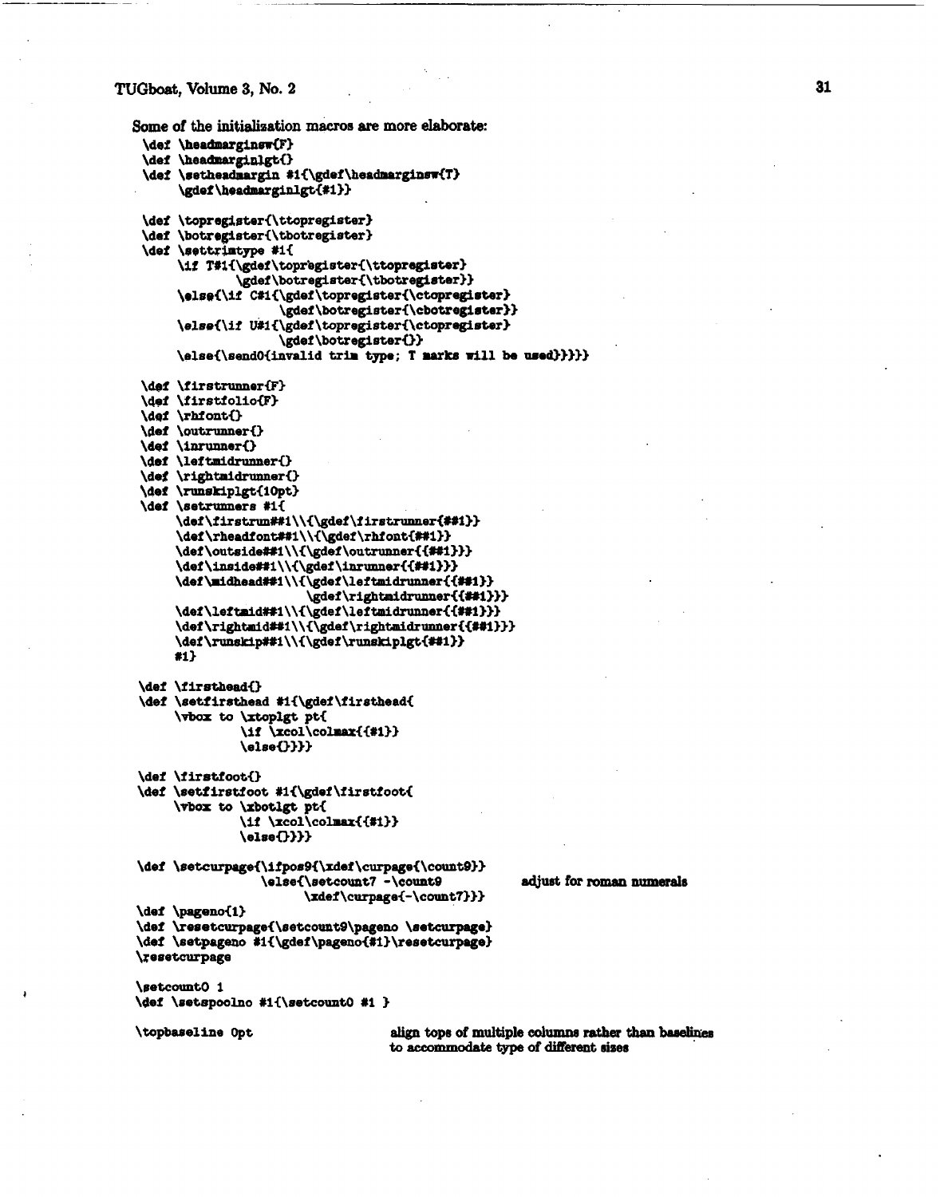Some of the initialization macros are more elaborate:

```
\def \headmarginsw{F}
\def \headmarginlgt{}
\def \setheadmargin #1{\gdef\headmarginsw{T}
     \gdef\headmarginlgt{#1}}

\def \topregister{\ttopregister}
\def \botregister{\tbotregister}
\def \settrimtype #1{
     \if T#1{\gdef\topregister{\ttopregister}
            \gdef\botregister{\tbotregister}}
     \else{\if C#1{\gdef\topregister{\ctopregister}
                  \gdef\botregister{\cbotregister}}
     \else{\if U#1{\gdef\topregister{\ctopregister}
                  \gdef\botregister{}}
     \else{\send0{invalid trim type; T marks will be used}}}}}

\def \firstrunner{F}
\def \firstfolio{F}
\def \rhfont{}
\def \outrunner{}
\def \inrunner{}
\def \leftmidrunner{}
\def \rightmidrunner{}
\def \runskiplgt{10pt}
\def \setrunners #1{
     \def\firstrun##1\\{\gdef\firstrunner{##1}}
     \def\rheadfont##1\\{\gdef\rhfont{##1}}
     \def\outside##1\\{\gdef\outrunner{{##1}}}
     \def\inside##1\\{\gdef\inrunner{{##1}}}
     \def\midhead##1\\{\gdef\leftmidrunner{{##1}}
                      \gdef\rightmidrunner{{##1}}}
     \def\leftmid##1\\{\gdef\leftmidrunner{{##1}}}
     \def\rightmid##1\\{\gdef\rightmidrunner{{##1}}}
     \def\runskip##1\\{\gdef\runskiplgt{##1}}
     #1}

\def \firsthead{}
\def \setfirsthead #1{\gdef\firsthead{
     \vbox to \xtoplgt pt{
            \if \xcol\colmax{{#1}}
            \else{}}}}

\def \firstfoot{}
\def \setfirstfoot #1{\gdef\firstfoot{
     \vbox to \xbotlgt pt{
            \if \xcol\colmax{{#1}}
            \else{}}}}

\def \setcurpage{\ifpos9{\xdef\curpage{\count9}}
                 \else{\setcount7 -\count9            adjust for roman numerals
                       \xdef\curpage{-\count7}}}
\def \pageno{1}
\def \resetcurpage{\setcount9\pageno \setcurpage}
\def \setpageno #1{\gdef\pageno{#1}\resetcurpage}
\resetcurpage

\setcount0 1
\def \setspoolno #1{\setcount0 #1 }

\topbaseline 0pt                 align tops of multiple columns rather than baselines
                                 to accommodate type of different sizes
```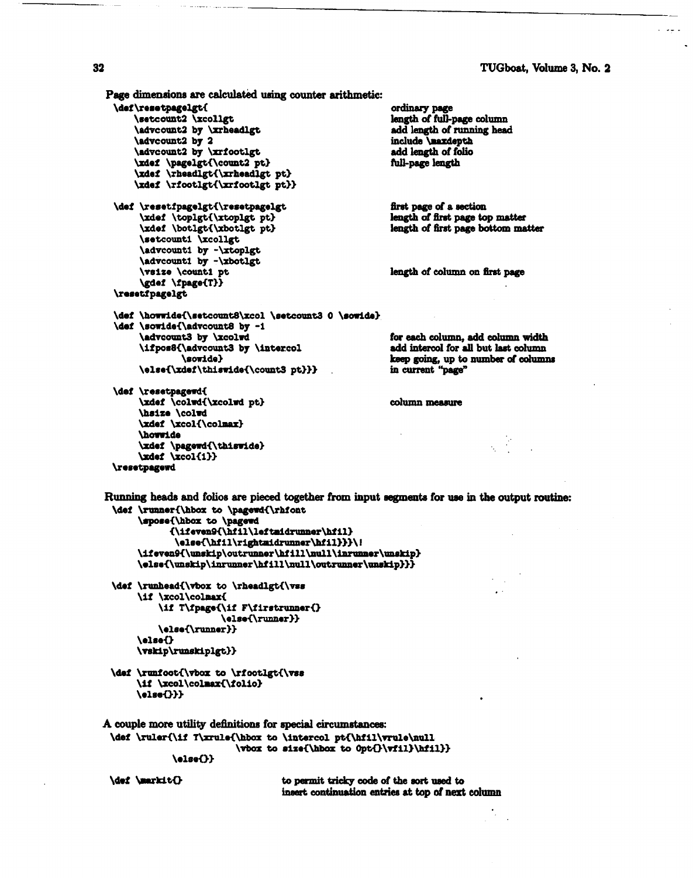Page dimensions are calculated using counter arithmetic:

```
\def\resetpagelgt{                              ordinary page
    \setcount2 \xcollgt                         length of full-page column
    \advcount2 by \xrheadlgt                    add length of running head
    \advcount2 by 2                             include \maxdepth
    \advcount2 by \xrfootlgt                    add length of folio
    \xdef \pagelgt{\count2 pt}                  full-page length
    \xdef \rheadlgt{\xrheadlgt pt}
    \xdef \rfootlgt{\xrfootlgt pt}}

\def \resetfpagelgt{\resetpagelgt               first page of a section
     \xdef \toplgt{\xtoplgt pt}                 length of first page top matter
     \xdef \botlgt{\xbotlgt pt}                 length of first page bottom matter
     \setcount1 \xcollgt
     \advcount1 by -\xtoplgt
     \advcount1 by -\xbotlgt
     \vsize \count1 pt                          length of column on first page
     \gdef \fpage{T}}
\resetfpagelgt

\def \howwide{\setcount8\xcol \setcount3 0 \sowide}
\def \sowide{\advcount8 by -1
     \advcount3 by \xcolwd                      for each column, add column width
     \ifpos8{\advcount3 by \intercol            add intercol for all but last column
          \sowide}                              keep going, up to number of columns
     \else{\xdef\thiswide{\count3 pt}}}         in current "page"

\def \resetpagewd{
     \xdef \colwd{\xcolwd pt}                   column measure
     \hsize \colwd
     \xdef \xcol{\colmax}
     \howwide
     \xdef \pagewd{\thiswide}
     \xdef \xcol{1}}
\resetpagewd
```

Running heads and folios are pieced together from input segments for use in the output routine:

```
\def \runner{\hbox to \pagewd{\rhfont
     \spose{\hbox to \pagewd
          {\ifeven9{\hfil\leftmidrunner\hfil}
           \else{\hfil\rightmidrunner\hfil}}}\!
     \ifeven9{\unskip\outrunner\hfill\null\inrunner\unskip}
     \else{\unskip\inrunner\hfill\null\outrunner\unskip}}}

\def \runhead{\vbox to \rheadlgt{\vss
     \if \xcol\colmax{
         \if T\fpage{\if F\firstrunner{}
                    \else{\runner}}
         \else{\runner}}
     \else{}
     \vskip\runskiplgt}}

\def \runfoot{\vbox to \rfootlgt{\vss
     \if \xcol\colmax{\folio}
     \else{}}}
```

A couple more utility definitions for special circumstances:

```
\def \ruler{\if T\xrule{\hbox to \intercol pt{\hfil\vrule\null
                     \vbox to size{\hbox to 0pt{}\vfil}\hfil}}
          \else{}}

\def \markit{}                     to permit tricky code of the sort used to
                                   insert continuation entries at top of next column
```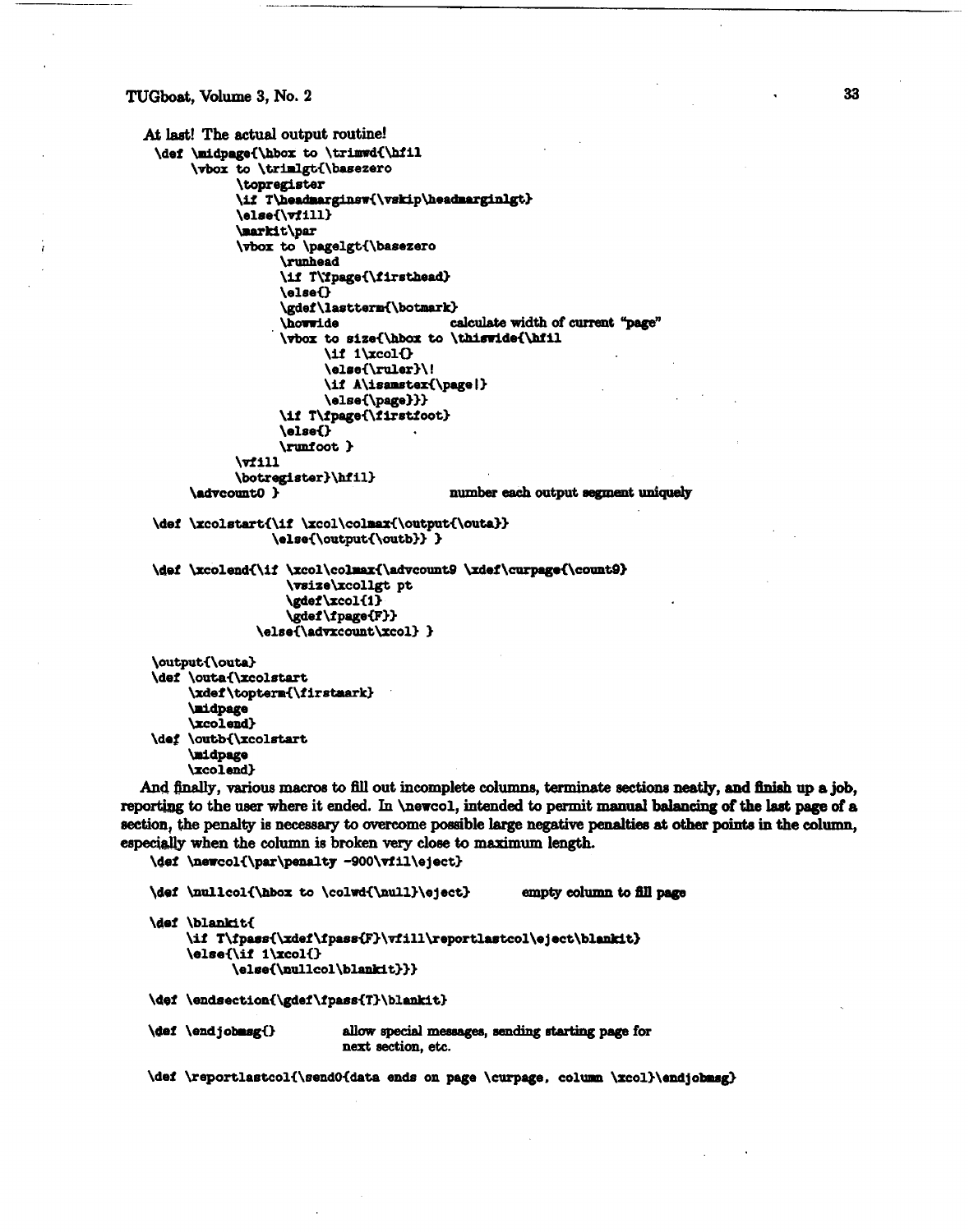At last! The actual output routine!

```
\def \midpage{\hbox to \trimwd{\hfil
     \vbox to \trimlgt{\basezero
          \topregister
          \if T\headmarginsw{\vskip\headmarginlgt}
          \else{\vfill}
          \markit\par
          \vbox to \pagelgt{\basezero
               \runhead
               \if T\fpage{\firsthead}
               \else{}
               \gdef\lastterm{\botmark}
               \howwide                    calculate width of current "page"
               \vbox to size{\hbox to \thiswide{\hfil
                    \if 1\xcol{}
                    \else{\ruler}\!
                    \if A\isamstex{\page|}
                    \else{\page}}}
               \if T\fpage{\firstfoot}
               \else{}
               \runfoot }
          \vfill
          \botregister}\hfil}
     \advcount0 }                          number each output segment uniquely

\def \xcolstart{\if \xcol\colmax{\output{\outa}}
               \else{\output{\outb}} }

\def \xcolend{\if \xcol\colmax{\advcount9 \xdef\curpage{\count9}
                  \vsize\xcollgt pt
                  \gdef\xcol{1}
                  \gdef\fpage{F}}
             \else{\advxcount\xcol} }

\output{\outa}
\def \outa{\xcolstart
     \xdef\topterm{\firstmark}
     \midpage
     \xcolend}
\def \outb{\xcolstart
     \midpage
     \xcolend}
```

And finally, various macros to fill out incomplete columns, terminate sections neatly, and finish up a job, reporting to the user where it ended. In `\newcol`, intended to permit manual balancing of the last page of a section, the penalty is necessary to overcome possible large negative penalties at other points in the column, especially when the column is broken very close to maximum length.

```
\def \newcol{\par\penalty -900\vfil\eject}

\def \nullcol{\hbox to \colwd{\null}\eject}       empty column to fill page

\def \blankit{
     \if T\fpass{\xdef\fpass{F}\vfill\reportlastcol\eject\blankit}
     \else{\if 1\xcol{}
          \else{\nullcol\blankit}}}

\def \endsection{\gdef\fpass{T}\blankit}

\def \endjobmsg{}          allow special messages, sending starting page for
                           next section, etc.

\def \reportlastcol{\send0{data ends on page \curpage, column \xcol}\endjobmsg}
```